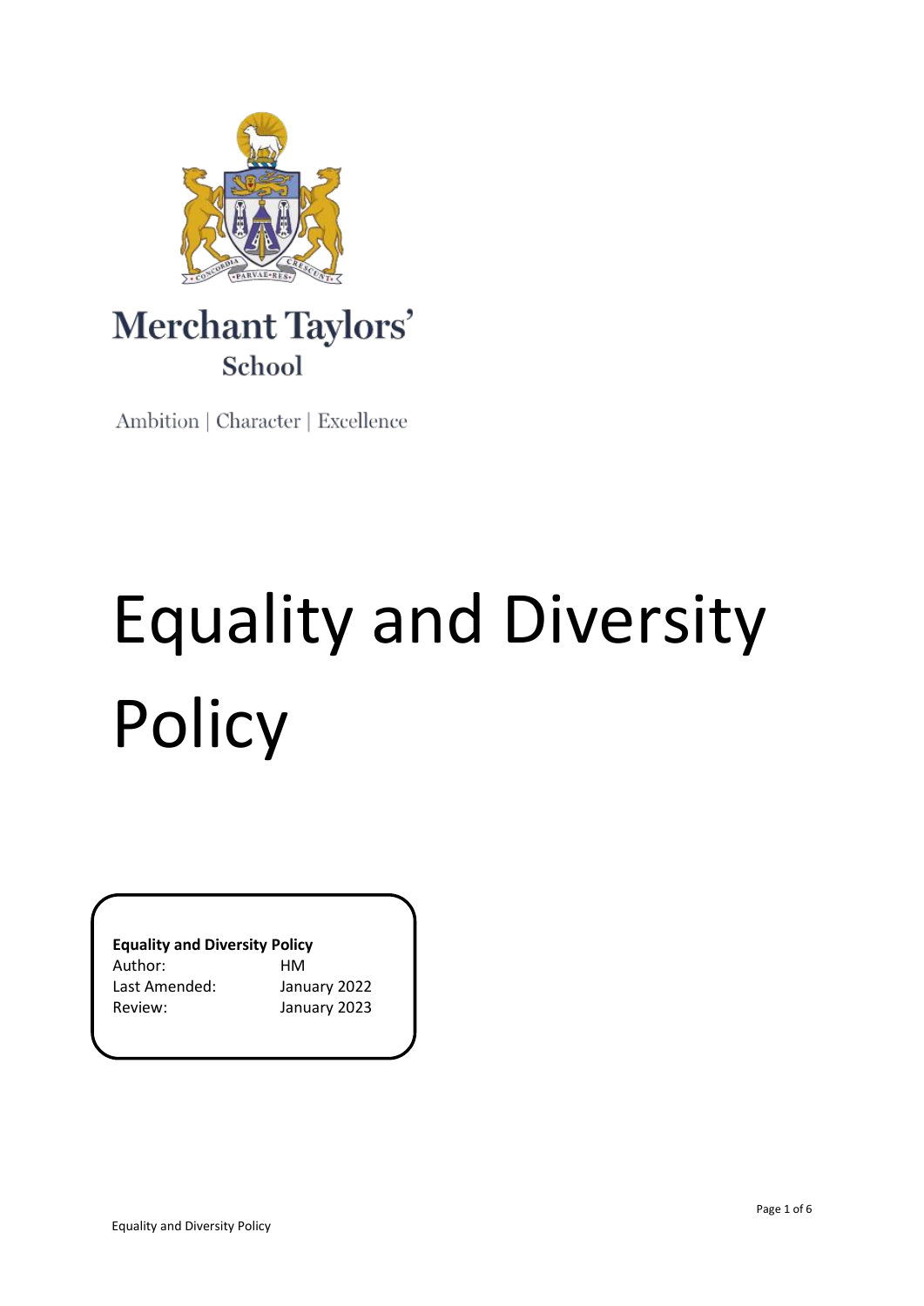Merchant Taylors' School

Ambition | Character | Excellence

# Equality and Diversity Policy

**Equality and Diversity Policy**

| | |
|---|---|
| Author: | HM |
| Last Amended: | January 2022 |
| Review: | January 2023 |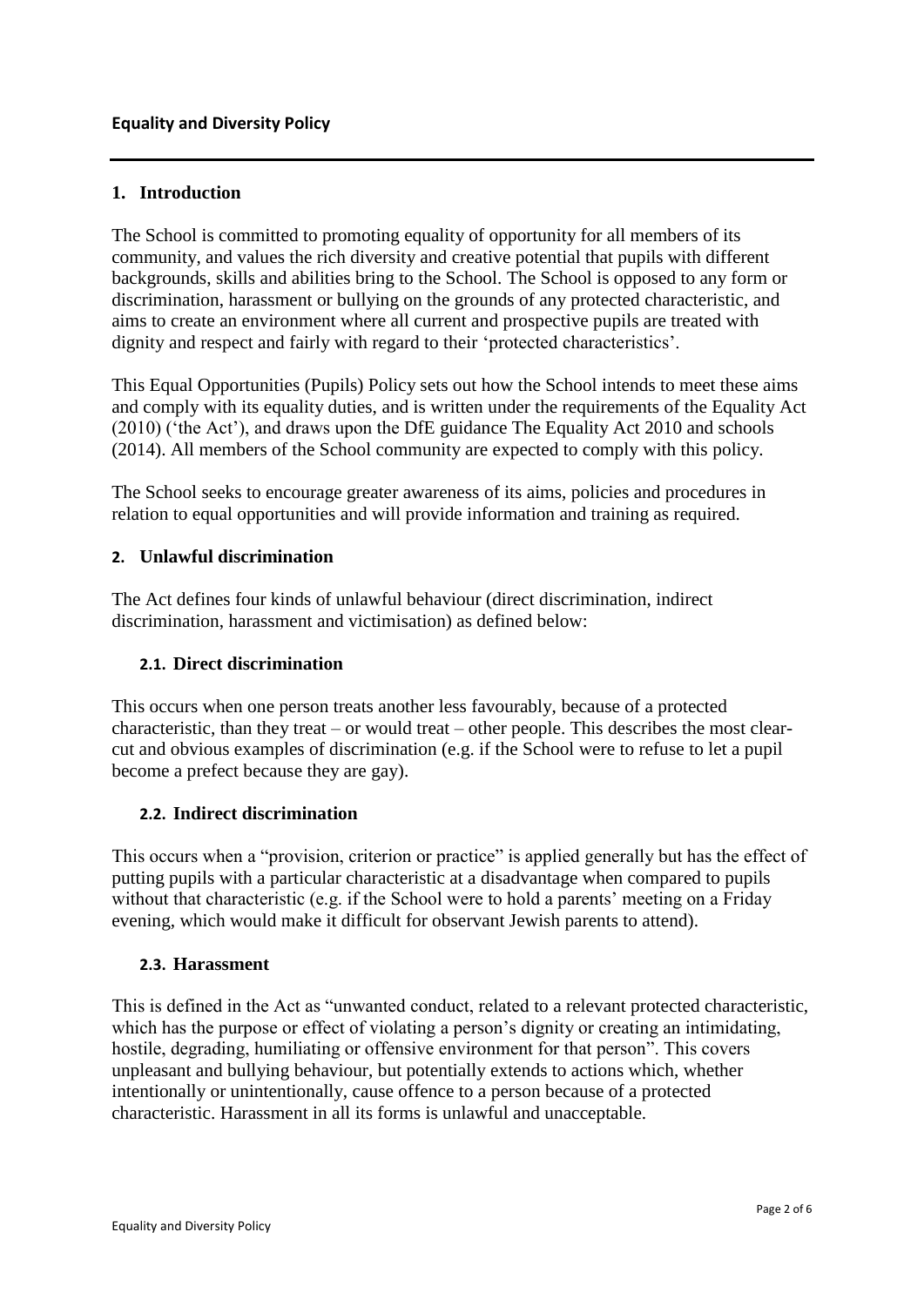**Equality and Diversity Policy**

## 1. Introduction

The School is committed to promoting equality of opportunity for all members of its community, and values the rich diversity and creative potential that pupils with different backgrounds, skills and abilities bring to the School. The School is opposed to any form or discrimination, harassment or bullying on the grounds of any protected characteristic, and aims to create an environment where all current and prospective pupils are treated with dignity and respect and fairly with regard to their 'protected characteristics'.

This Equal Opportunities (Pupils) Policy sets out how the School intends to meet these aims and comply with its equality duties, and is written under the requirements of the Equality Act (2010) ('the Act'), and draws upon the DfE guidance The Equality Act 2010 and schools (2014). All members of the School community are expected to comply with this policy.

The School seeks to encourage greater awareness of its aims, policies and procedures in relation to equal opportunities and will provide information and training as required.

## 2. Unlawful discrimination

The Act defines four kinds of unlawful behaviour (direct discrimination, indirect discrimination, harassment and victimisation) as defined below:

### 2.1. Direct discrimination

This occurs when one person treats another less favourably, because of a protected characteristic, than they treat – or would treat – other people. This describes the most clear-cut and obvious examples of discrimination (e.g. if the School were to refuse to let a pupil become a prefect because they are gay).

### 2.2. Indirect discrimination

This occurs when a "provision, criterion or practice" is applied generally but has the effect of putting pupils with a particular characteristic at a disadvantage when compared to pupils without that characteristic (e.g. if the School were to hold a parents' meeting on a Friday evening, which would make it difficult for observant Jewish parents to attend).

### 2.3. Harassment

This is defined in the Act as "unwanted conduct, related to a relevant protected characteristic, which has the purpose or effect of violating a person's dignity or creating an intimidating, hostile, degrading, humiliating or offensive environment for that person". This covers unpleasant and bullying behaviour, but potentially extends to actions which, whether intentionally or unintentionally, cause offence to a person because of a protected characteristic. Harassment in all its forms is unlawful and unacceptable.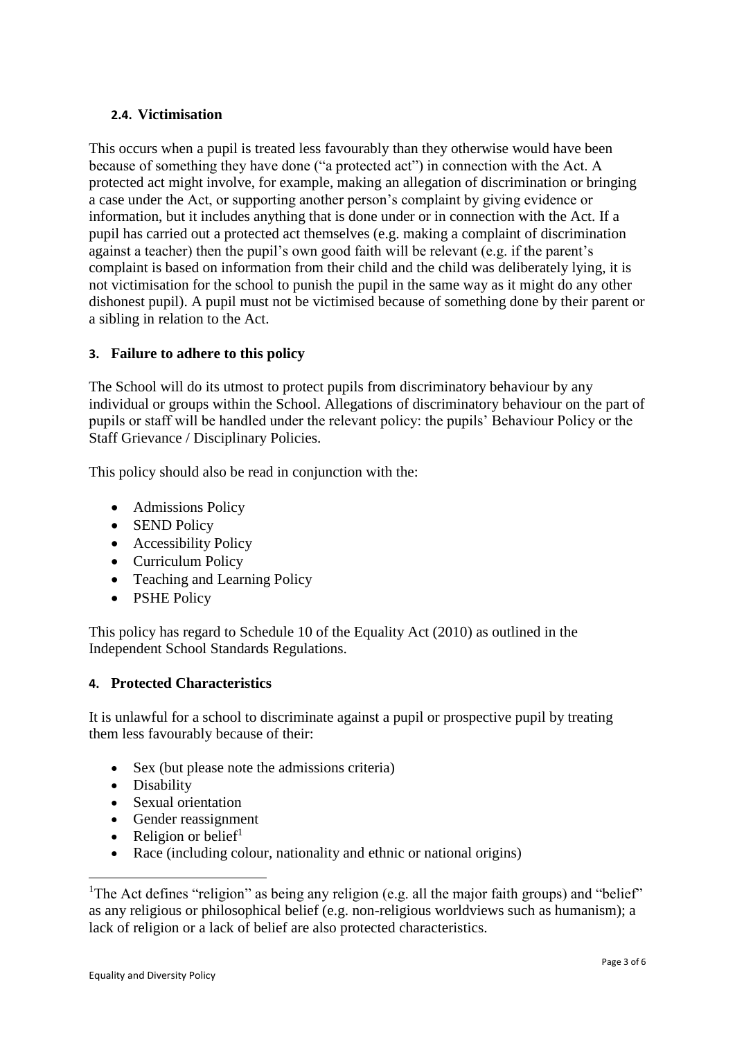### 2.4. Victimisation

This occurs when a pupil is treated less favourably than they otherwise would have been because of something they have done ("a protected act") in connection with the Act. A protected act might involve, for example, making an allegation of discrimination or bringing a case under the Act, or supporting another person's complaint by giving evidence or information, but it includes anything that is done under or in connection with the Act. If a pupil has carried out a protected act themselves (e.g. making a complaint of discrimination against a teacher) then the pupil's own good faith will be relevant (e.g. if the parent's complaint is based on information from their child and the child was deliberately lying, it is not victimisation for the school to punish the pupil in the same way as it might do any other dishonest pupil). A pupil must not be victimised because of something done by their parent or a sibling in relation to the Act.

## 3. Failure to adhere to this policy

The School will do its utmost to protect pupils from discriminatory behaviour by any individual or groups within the School. Allegations of discriminatory behaviour on the part of pupils or staff will be handled under the relevant policy: the pupils' Behaviour Policy or the Staff Grievance / Disciplinary Policies.

This policy should also be read in conjunction with the:

- Admissions Policy
- SEND Policy
- Accessibility Policy
- Curriculum Policy
- Teaching and Learning Policy
- PSHE Policy

This policy has regard to Schedule 10 of the Equality Act (2010) as outlined in the Independent School Standards Regulations.

## 4. Protected Characteristics

It is unlawful for a school to discriminate against a pupil or prospective pupil by treating them less favourably because of their:

- Sex (but please note the admissions criteria)
- Disability
- Sexual orientation
- Gender reassignment
- Religion or belief[1]
- Race (including colour, nationality and ethnic or national origins)

[1] The Act defines "religion" as being any religion (e.g. all the major faith groups) and "belief" as any religious or philosophical belief (e.g. non-religious worldviews such as humanism); a lack of religion or a lack of belief are also protected characteristics.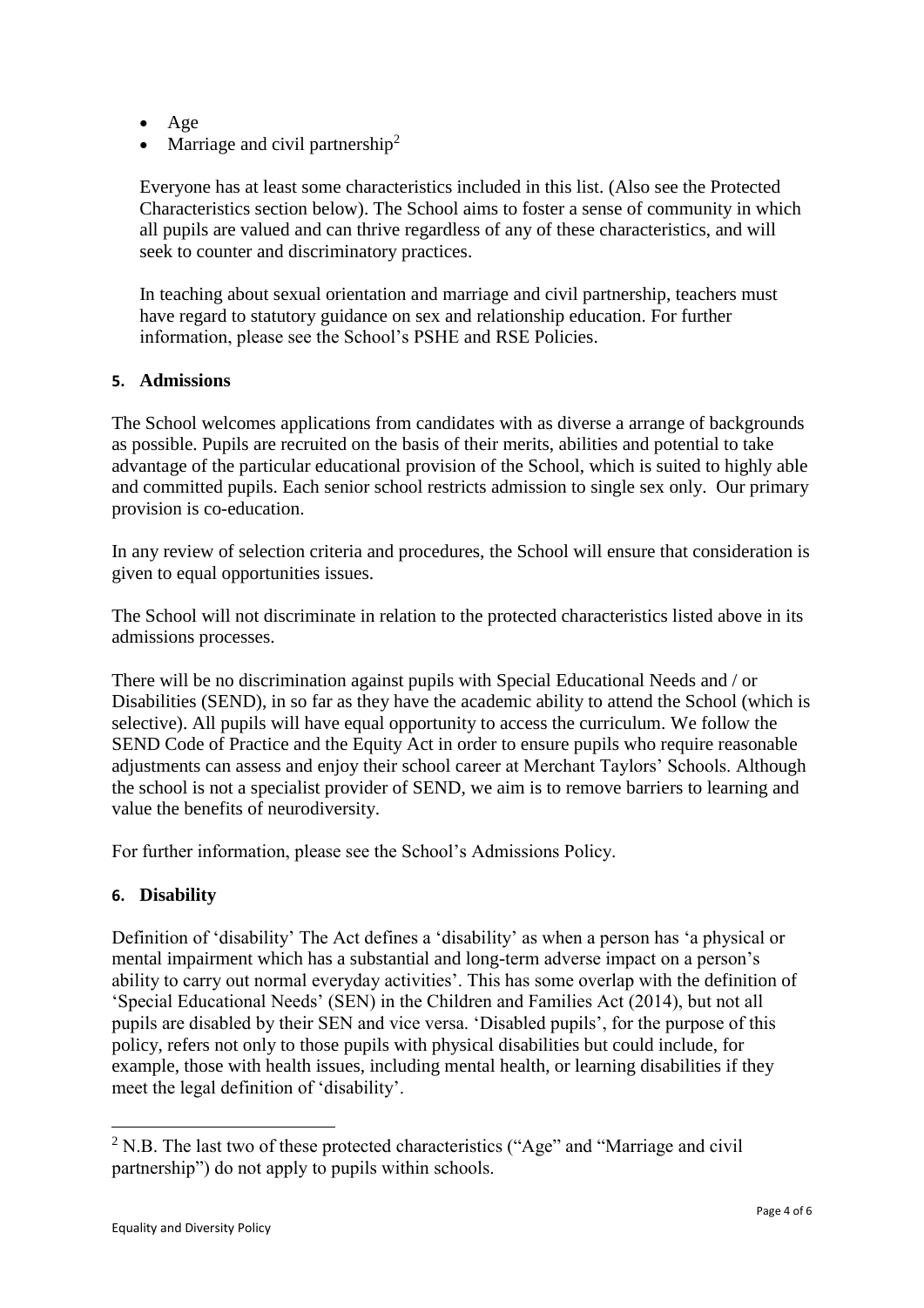- Age
- Marriage and civil partnership[2]

Everyone has at least some characteristics included in this list. (Also see the Protected Characteristics section below). The School aims to foster a sense of community in which all pupils are valued and can thrive regardless of any of these characteristics, and will seek to counter and discriminatory practices.

In teaching about sexual orientation and marriage and civil partnership, teachers must have regard to statutory guidance on sex and relationship education. For further information, please see the School's PSHE and RSE Policies.

## 5. Admissions

The School welcomes applications from candidates with as diverse a arrange of backgrounds as possible. Pupils are recruited on the basis of their merits, abilities and potential to take advantage of the particular educational provision of the School, which is suited to highly able and committed pupils. Each senior school restricts admission to single sex only. Our primary provision is co-education.

In any review of selection criteria and procedures, the School will ensure that consideration is given to equal opportunities issues.

The School will not discriminate in relation to the protected characteristics listed above in its admissions processes.

There will be no discrimination against pupils with Special Educational Needs and / or Disabilities (SEND), in so far as they have the academic ability to attend the School (which is selective). All pupils will have equal opportunity to access the curriculum. We follow the SEND Code of Practice and the Equity Act in order to ensure pupils who require reasonable adjustments can assess and enjoy their school career at Merchant Taylors' Schools. Although the school is not a specialist provider of SEND, we aim is to remove barriers to learning and value the benefits of neurodiversity.

For further information, please see the School's Admissions Policy.

## 6. Disability

Definition of 'disability' The Act defines a 'disability' as when a person has 'a physical or mental impairment which has a substantial and long-term adverse impact on a person's ability to carry out normal everyday activities'. This has some overlap with the definition of 'Special Educational Needs' (SEN) in the Children and Families Act (2014), but not all pupils are disabled by their SEN and vice versa. 'Disabled pupils', for the purpose of this policy, refers not only to those pupils with physical disabilities but could include, for example, those with health issues, including mental health, or learning disabilities if they meet the legal definition of 'disability'.

---

[2] N.B. The last two of these protected characteristics ("Age" and "Marriage and civil partnership") do not apply to pupils within schools.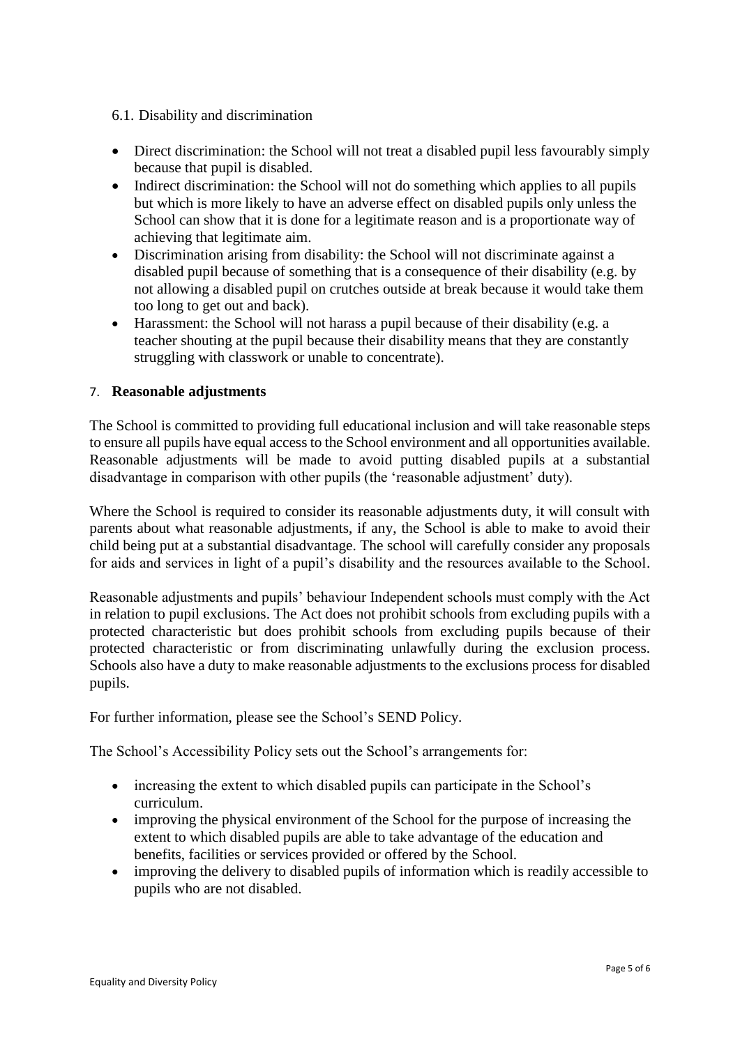### 6.1. Disability and discrimination

- Direct discrimination: the School will not treat a disabled pupil less favourably simply because that pupil is disabled.
- Indirect discrimination: the School will not do something which applies to all pupils but which is more likely to have an adverse effect on disabled pupils only unless the School can show that it is done for a legitimate reason and is a proportionate way of achieving that legitimate aim.
- Discrimination arising from disability: the School will not discriminate against a disabled pupil because of something that is a consequence of their disability (e.g. by not allowing a disabled pupil on crutches outside at break because it would take them too long to get out and back).
- Harassment: the School will not harass a pupil because of their disability (e.g. a teacher shouting at the pupil because their disability means that they are constantly struggling with classwork or unable to concentrate).

## 7. **Reasonable adjustments**

The School is committed to providing full educational inclusion and will take reasonable steps to ensure all pupils have equal access to the School environment and all opportunities available. Reasonable adjustments will be made to avoid putting disabled pupils at a substantial disadvantage in comparison with other pupils (the 'reasonable adjustment' duty).

Where the School is required to consider its reasonable adjustments duty, it will consult with parents about what reasonable adjustments, if any, the School is able to make to avoid their child being put at a substantial disadvantage. The school will carefully consider any proposals for aids and services in light of a pupil's disability and the resources available to the School.

Reasonable adjustments and pupils' behaviour Independent schools must comply with the Act in relation to pupil exclusions. The Act does not prohibit schools from excluding pupils with a protected characteristic but does prohibit schools from excluding pupils because of their protected characteristic or from discriminating unlawfully during the exclusion process. Schools also have a duty to make reasonable adjustments to the exclusions process for disabled pupils.

For further information, please see the School's SEND Policy.

The School's Accessibility Policy sets out the School's arrangements for:

- increasing the extent to which disabled pupils can participate in the School's curriculum.
- improving the physical environment of the School for the purpose of increasing the extent to which disabled pupils are able to take advantage of the education and benefits, facilities or services provided or offered by the School.
- improving the delivery to disabled pupils of information which is readily accessible to pupils who are not disabled.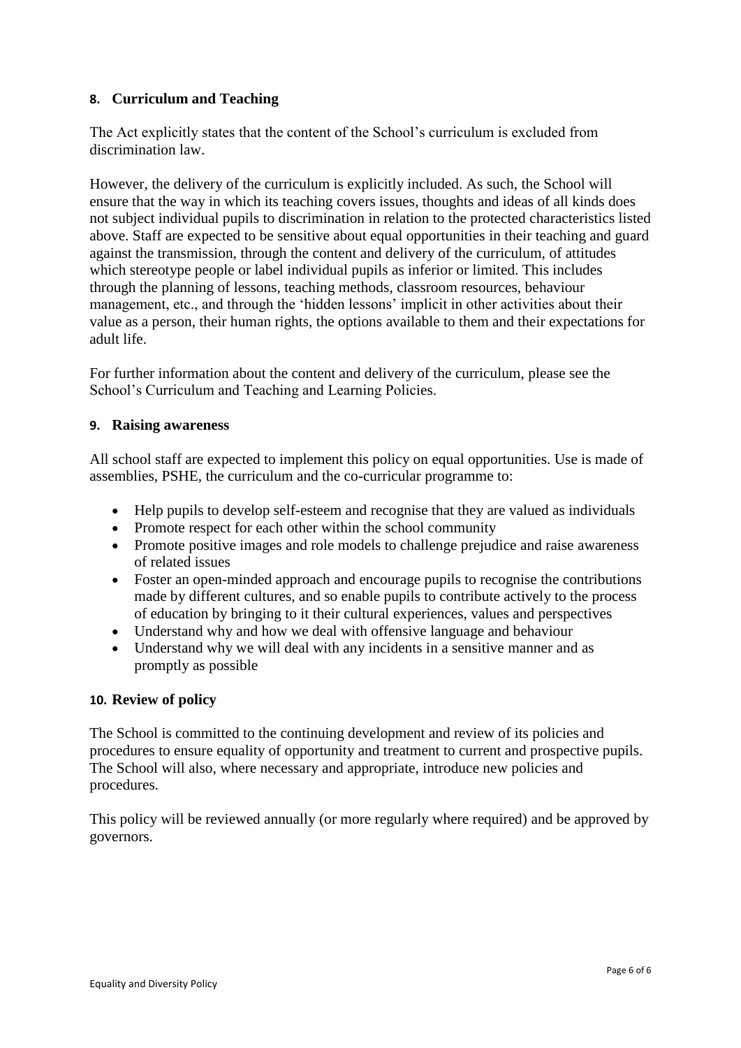## 8. Curriculum and Teaching

The Act explicitly states that the content of the School's curriculum is excluded from discrimination law.

However, the delivery of the curriculum is explicitly included. As such, the School will ensure that the way in which its teaching covers issues, thoughts and ideas of all kinds does not subject individual pupils to discrimination in relation to the protected characteristics listed above. Staff are expected to be sensitive about equal opportunities in their teaching and guard against the transmission, through the content and delivery of the curriculum, of attitudes which stereotype people or label individual pupils as inferior or limited. This includes through the planning of lessons, teaching methods, classroom resources, behaviour management, etc., and through the 'hidden lessons' implicit in other activities about their value as a person, their human rights, the options available to them and their expectations for adult life.

For further information about the content and delivery of the curriculum, please see the School's Curriculum and Teaching and Learning Policies.

## 9. Raising awareness

All school staff are expected to implement this policy on equal opportunities. Use is made of assemblies, PSHE, the curriculum and the co-curricular programme to:

- Help pupils to develop self-esteem and recognise that they are valued as individuals
- Promote respect for each other within the school community
- Promote positive images and role models to challenge prejudice and raise awareness of related issues
- Foster an open-minded approach and encourage pupils to recognise the contributions made by different cultures, and so enable pupils to contribute actively to the process of education by bringing to it their cultural experiences, values and perspectives
- Understand why and how we deal with offensive language and behaviour
- Understand why we will deal with any incidents in a sensitive manner and as promptly as possible

## 10. Review of policy

The School is committed to the continuing development and review of its policies and procedures to ensure equality of opportunity and treatment to current and prospective pupils. The School will also, where necessary and appropriate, introduce new policies and procedures.

This policy will be reviewed annually (or more regularly where required) and be approved by governors.